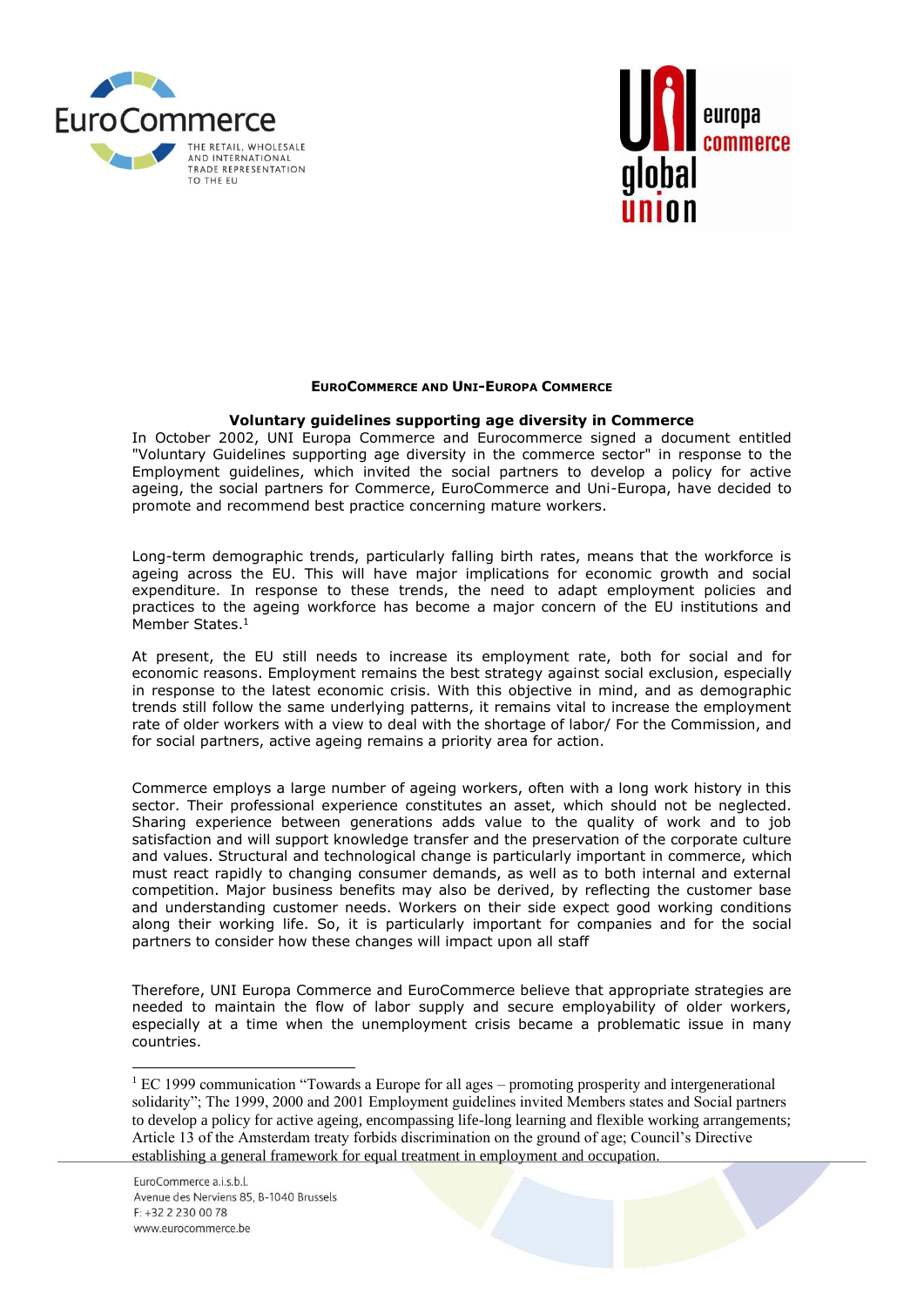**EUROCOMMERCE AND UNI-EUROPA COMMERCE**

**Voluntary guidelines supporting age diversity in Commerce**

In October 2002, UNI Europa Commerce and Eurocommerce signed a document entitled "Voluntary Guidelines supporting age diversity in the commerce sector" in response to the Employment guidelines, which invited the social partners to develop a policy for active ageing, the social partners for Commerce, EuroCommerce and Uni-Europa, have decided to promote and recommend best practice concerning mature workers.

Long-term demographic trends, particularly falling birth rates, means that the workforce is ageing across the EU. This will have major implications for economic growth and social expenditure. In response to these trends, the need to adapt employment policies and practices to the ageing workforce has become a major concern of the EU institutions and Member States.[1]

At present, the EU still needs to increase its employment rate, both for social and for economic reasons. Employment remains the best strategy against social exclusion, especially in response to the latest economic crisis. With this objective in mind, and as demographic trends still follow the same underlying patterns, it remains vital to increase the employment rate of older workers with a view to deal with the shortage of labor/ For the Commission, and for social partners, active ageing remains a priority area for action.

Commerce employs a large number of ageing workers, often with a long work history in this sector. Their professional experience constitutes an asset, which should not be neglected. Sharing experience between generations adds value to the quality of work and to job satisfaction and will support knowledge transfer and the preservation of the corporate culture and values. Structural and technological change is particularly important in commerce, which must react rapidly to changing consumer demands, as well as to both internal and external competition. Major business benefits may also be derived, by reflecting the customer base and understanding customer needs. Workers on their side expect good working conditions along their working life. So, it is particularly important for companies and for the social partners to consider how these changes will impact upon all staff

Therefore, UNI Europa Commerce and EuroCommerce believe that appropriate strategies are needed to maintain the flow of labor supply and secure employability of older workers, especially at a time when the unemployment crisis became a problematic issue in many countries.

---

[1] EC 1999 communication "Towards a Europe for all ages – promoting prosperity and intergenerational solidarity"; The 1999, 2000 and 2001 Employment guidelines invited Members states and Social partners to develop a policy for active ageing, encompassing life-long learning and flexible working arrangements; Article 13 of the Amsterdam treaty forbids discrimination on the ground of age; Council's Directive establishing a general framework for equal treatment in employment and occupation.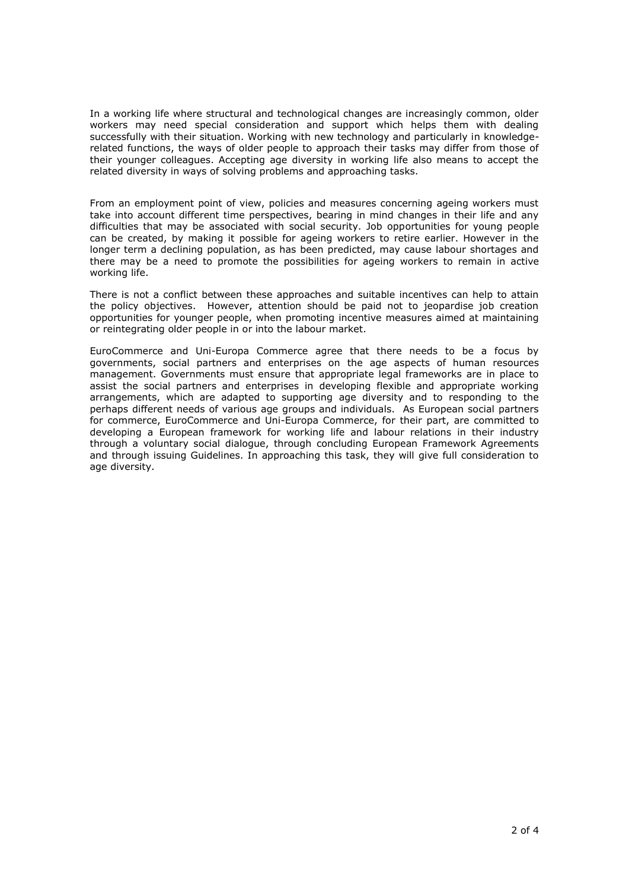In a working life where structural and technological changes are increasingly common, older workers may need special consideration and support which helps them with dealing successfully with their situation. Working with new technology and particularly in knowledge-related functions, the ways of older people to approach their tasks may differ from those of their younger colleagues. Accepting age diversity in working life also means to accept the related diversity in ways of solving problems and approaching tasks.

From an employment point of view, policies and measures concerning ageing workers must take into account different time perspectives, bearing in mind changes in their life and any difficulties that may be associated with social security. Job opportunities for young people can be created, by making it possible for ageing workers to retire earlier. However in the longer term a declining population, as has been predicted, may cause labour shortages and there may be a need to promote the possibilities for ageing workers to remain in active working life.

There is not a conflict between these approaches and suitable incentives can help to attain the policy objectives. However, attention should be paid not to jeopardise job creation opportunities for younger people, when promoting incentive measures aimed at maintaining or reintegrating older people in or into the labour market.

EuroCommerce and Uni-Europa Commerce agree that there needs to be a focus by governments, social partners and enterprises on the age aspects of human resources management. Governments must ensure that appropriate legal frameworks are in place to assist the social partners and enterprises in developing flexible and appropriate working arrangements, which are adapted to supporting age diversity and to responding to the perhaps different needs of various age groups and individuals. As European social partners for commerce, EuroCommerce and Uni-Europa Commerce, for their part, are committed to developing a European framework for working life and labour relations in their industry through a voluntary social dialogue, through concluding European Framework Agreements and through issuing Guidelines. In approaching this task, they will give full consideration to age diversity.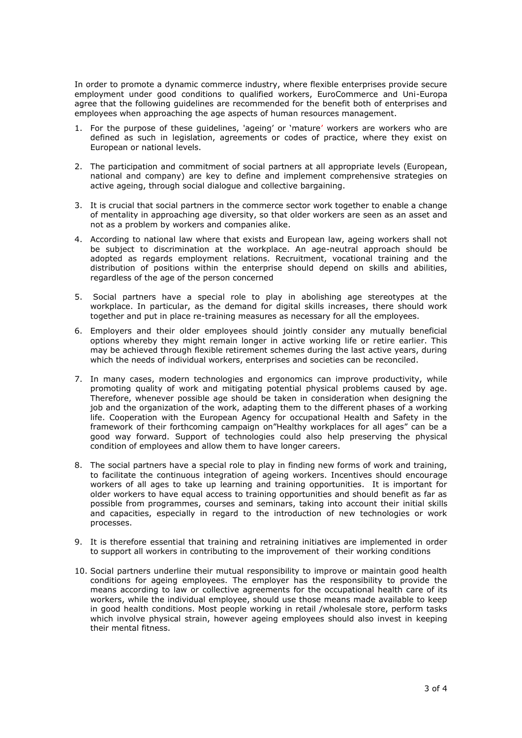In order to promote a dynamic commerce industry, where flexible enterprises provide secure employment under good conditions to qualified workers, EuroCommerce and Uni-Europa agree that the following guidelines are recommended for the benefit both of enterprises and employees when approaching the age aspects of human resources management.

1. For the purpose of these guidelines, 'ageing' or 'mature' workers are workers who are defined as such in legislation, agreements or codes of practice, where they exist on European or national levels.

2. The participation and commitment of social partners at all appropriate levels (European, national and company) are key to define and implement comprehensive strategies on active ageing, through social dialogue and collective bargaining.

3. It is crucial that social partners in the commerce sector work together to enable a change of mentality in approaching age diversity, so that older workers are seen as an asset and not as a problem by workers and companies alike.

4. According to national law where that exists and European law, ageing workers shall not be subject to discrimination at the workplace. An age-neutral approach should be adopted as regards employment relations. Recruitment, vocational training and the distribution of positions within the enterprise should depend on skills and abilities, regardless of the age of the person concerned

5. Social partners have a special role to play in abolishing age stereotypes at the workplace. In particular, as the demand for digital skills increases, there should work together and put in place re-training measures as necessary for all the employees.

6. Employers and their older employees should jointly consider any mutually beneficial options whereby they might remain longer in active working life or retire earlier. This may be achieved through flexible retirement schemes during the last active years, during which the needs of individual workers, enterprises and societies can be reconciled.

7. In many cases, modern technologies and ergonomics can improve productivity, while promoting quality of work and mitigating potential physical problems caused by age. Therefore, whenever possible age should be taken in consideration when designing the job and the organization of the work, adapting them to the different phases of a working life. Cooperation with the European Agency for occupational Health and Safety in the framework of their forthcoming campaign on"Healthy workplaces for all ages" can be a good way forward. Support of technologies could also help preserving the physical condition of employees and allow them to have longer careers.

8. The social partners have a special role to play in finding new forms of work and training, to facilitate the continuous integration of ageing workers. Incentives should encourage workers of all ages to take up learning and training opportunities. It is important for older workers to have equal access to training opportunities and should benefit as far as possible from programmes, courses and seminars, taking into account their initial skills and capacities, especially in regard to the introduction of new technologies or work processes.

9. It is therefore essential that training and retraining initiatives are implemented in order to support all workers in contributing to the improvement of their working conditions

10. Social partners underline their mutual responsibility to improve or maintain good health conditions for ageing employees. The employer has the responsibility to provide the means according to law or collective agreements for the occupational health care of its workers, while the individual employee, should use those means made available to keep in good health conditions. Most people working in retail /wholesale store, perform tasks which involve physical strain, however ageing employees should also invest in keeping their mental fitness.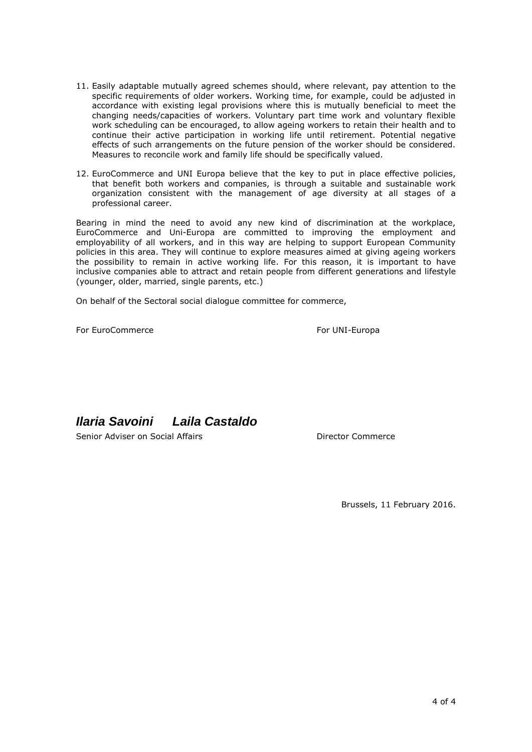11. Easily adaptable mutually agreed schemes should, where relevant, pay attention to the specific requirements of older workers. Working time, for example, could be adjusted in accordance with existing legal provisions where this is mutually beneficial to meet the changing needs/capacities of workers. Voluntary part time work and voluntary flexible work scheduling can be encouraged, to allow ageing workers to retain their health and to continue their active participation in working life until retirement. Potential negative effects of such arrangements on the future pension of the worker should be considered. Measures to reconcile work and family life should be specifically valued.

12. EuroCommerce and UNI Europa believe that the key to put in place effective policies, that benefit both workers and companies, is through a suitable and sustainable work organization consistent with the management of age diversity at all stages of a professional career.

Bearing in mind the need to avoid any new kind of discrimination at the workplace, EuroCommerce and Uni-Europa are committed to improving the employment and employability of all workers, and in this way are helping to support European Community policies in this area. They will continue to explore measures aimed at giving ageing workers the possibility to remain in active working life. For this reason, it is important to have inclusive companies able to attract and retain people from different generations and lifestyle (younger, older, married, single parents, etc.)

On behalf of the Sectoral social dialogue committee for commerce,

For EuroCommerce

For UNI-Europa

***Ilaria Savoini***

Senior Adviser on Social Affairs

***Laila Castaldo***

Director Commerce

Brussels, 11 February 2016.